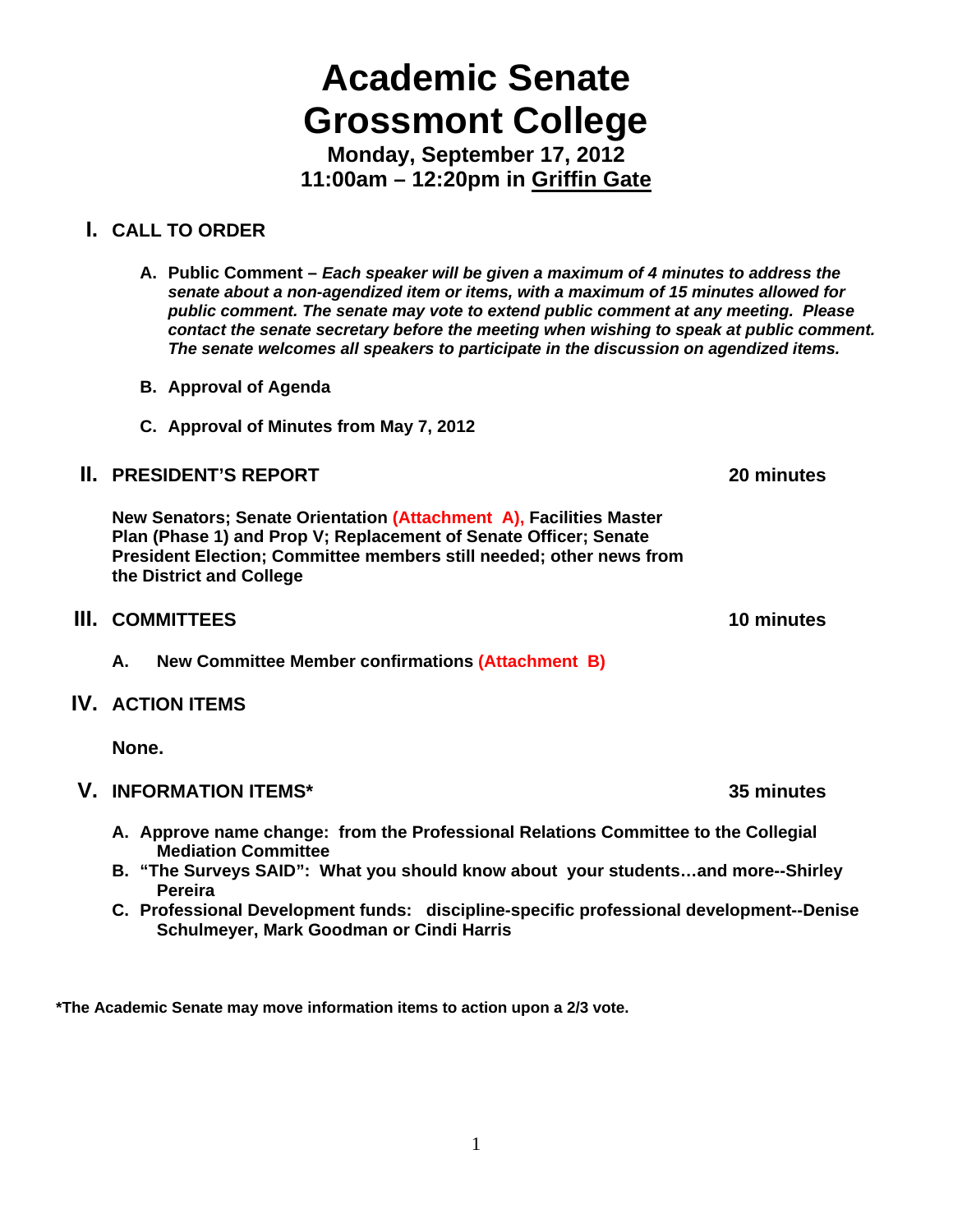# Academic Senate
# Grossmont College

**Monday, September 17, 2012**
**11:00am – 12:20pm in Griffin Gate**

## I. CALL TO ORDER

A. **Public Comment –** ***Each speaker will be given a maximum of 4 minutes to address the senate about a non-agendized item or items, with a maximum of 15 minutes allowed for public comment. The senate may vote to extend public comment at any meeting. Please contact the senate secretary before the meeting when wishing to speak at public comment. The senate welcomes all speakers to participate in the discussion on agendized items.***

B. **Approval of Agenda**

C. **Approval of Minutes from May 7, 2012**

## II. PRESIDENT'S REPORT — 20 minutes

**New Senators; Senate Orientation (Attachment A), Facilities Master Plan (Phase 1) and Prop V; Replacement of Senate Officer; Senate President Election; Committee members still needed; other news from the District and College**

## III. COMMITTEES — 10 minutes

A. **New Committee Member confirmations (Attachment B)**

## IV. ACTION ITEMS

**None.**

## V. INFORMATION ITEMS* — 35 minutes

A. **Approve name change: from the Professional Relations Committee to the Collegial Mediation Committee**

B. **"The Surveys SAID": What you should know about your students…and more--Shirley Pereira**

C. **Professional Development funds: discipline-specific professional development--Denise Schulmeyer, Mark Goodman or Cindi Harris**

**\*The Academic Senate may move information items to action upon a 2/3 vote.**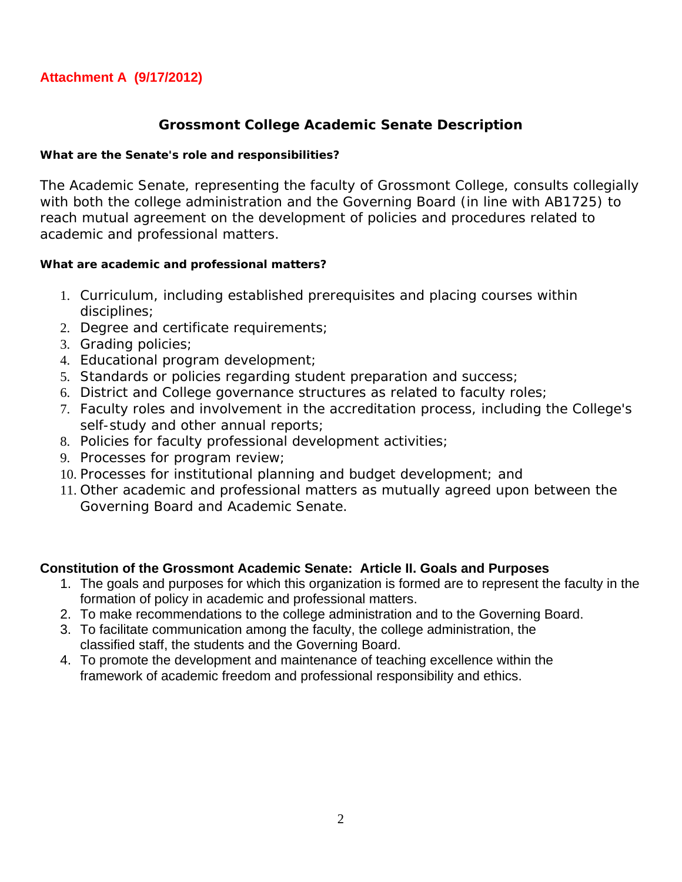**Attachment A (9/17/2012)**

## Grossmont College Academic Senate Description

### What are the Senate's role and responsibilities?

The Academic Senate, representing the faculty of Grossmont College, consults collegially with both the college administration and the Governing Board (in line with AB1725) to reach mutual agreement on the development of policies and procedures related to academic and professional matters.

### What are academic and professional matters?

1. Curriculum, including established prerequisites and placing courses within disciplines;
2. Degree and certificate requirements;
3. Grading policies;
4. Educational program development;
5. Standards or policies regarding student preparation and success;
6. District and College governance structures as related to faculty roles;
7. Faculty roles and involvement in the accreditation process, including the College's self-study and other annual reports;
8. Policies for faculty professional development activities;
9. Processes for program review;
10. Processes for institutional planning and budget development; and
11. Other academic and professional matters as mutually agreed upon between the Governing Board and Academic Senate.

### Constitution of the Grossmont Academic Senate: Article II. Goals and Purposes

1. The goals and purposes for which this organization is formed are to represent the faculty in the formation of policy in academic and professional matters.
2. To make recommendations to the college administration and to the Governing Board.
3. To facilitate communication among the faculty, the college administration, the classified staff, the students and the Governing Board.
4. To promote the development and maintenance of teaching excellence within the framework of academic freedom and professional responsibility and ethics.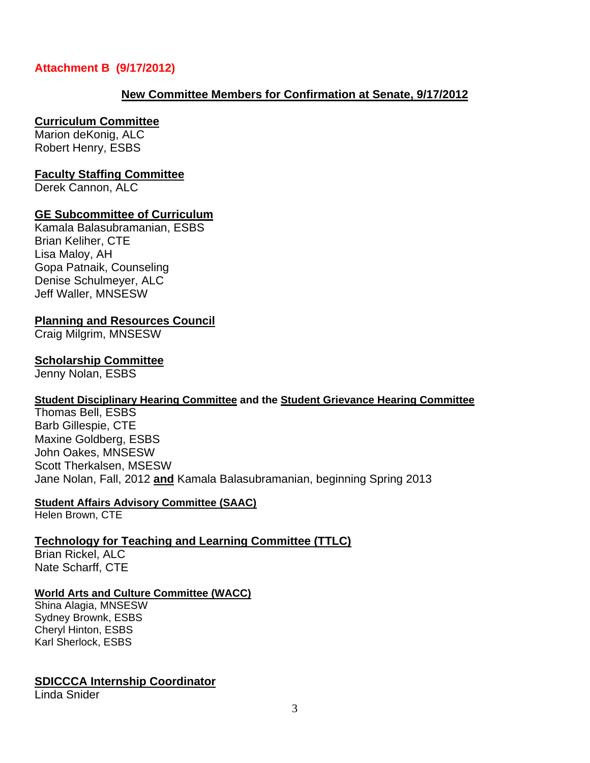**Attachment B (9/17/2012)**

## New Committee Members for Confirmation at Senate, 9/17/2012

### Curriculum Committee
Marion deKonig, ALC
Robert Henry, ESBS

### Faculty Staffing Committee
Derek Cannon, ALC

### GE Subcommittee of Curriculum
Kamala Balasubramanian, ESBS
Brian Keliher, CTE
Lisa Maloy, AH
Gopa Patnaik, Counseling
Denise Schulmeyer, ALC
Jeff Waller, MNSESW

### Planning and Resources Council
Craig Milgrim, MNSESW

### Scholarship Committee
Jenny Nolan, ESBS

### Student Disciplinary Hearing Committee and the Student Grievance Hearing Committee
Thomas Bell, ESBS
Barb Gillespie, CTE
Maxine Goldberg, ESBS
John Oakes, MNSESW
Scott Therkalsen, MSESW
Jane Nolan, Fall, 2012 **and** Kamala Balasubramanian, beginning Spring 2013

### Student Affairs Advisory Committee (SAAC)
Helen Brown, CTE

### Technology for Teaching and Learning Committee (TTLC)
Brian Rickel, ALC
Nate Scharff, CTE

### World Arts and Culture Committee (WACC)
Shina Alagia, MNSESW
Sydney Brownk, ESBS
Cheryl Hinton, ESBS
Karl Sherlock, ESBS

### SDICCCA Internship Coordinator
Linda Snider